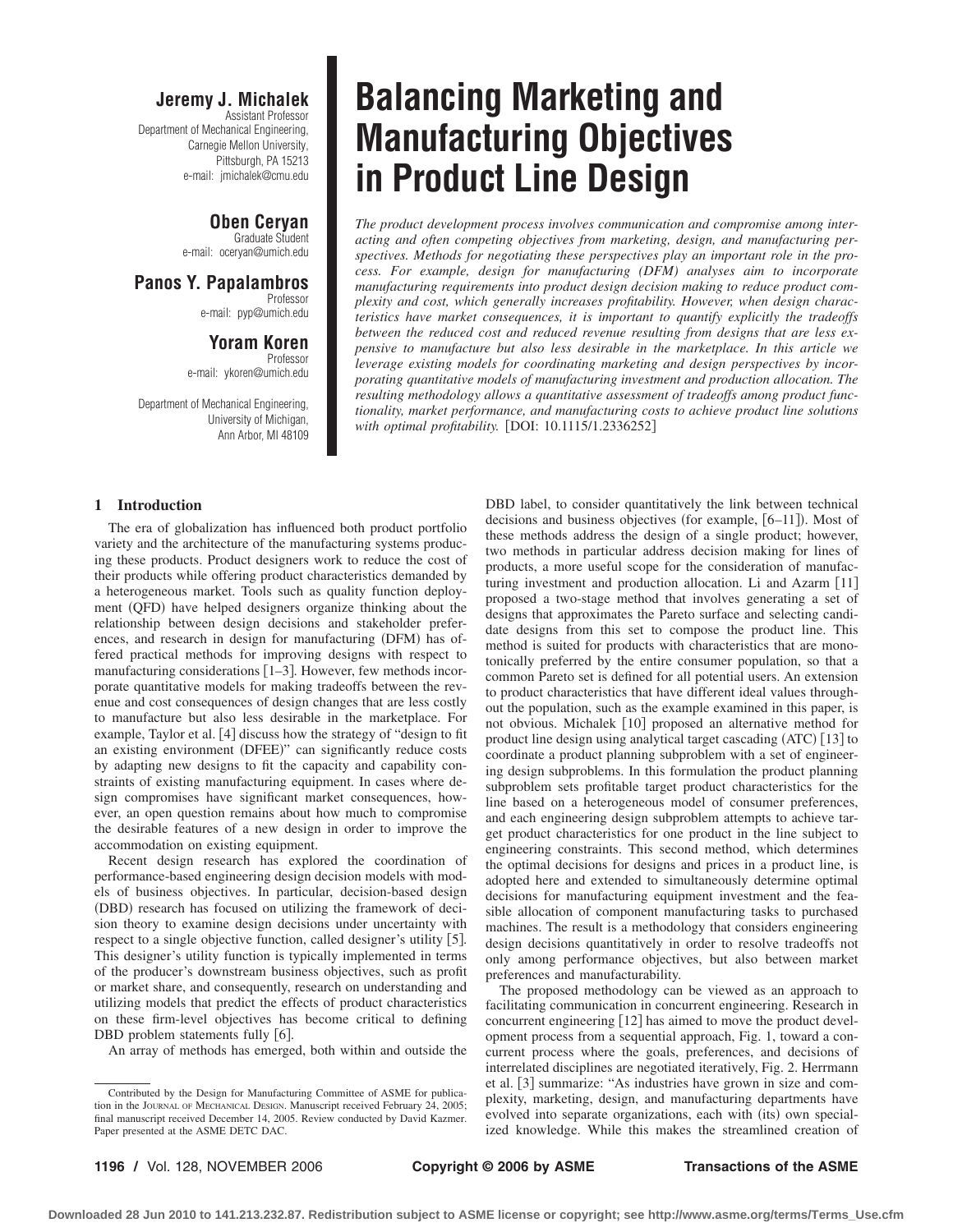# Balancing Marketing and Manufacturing Objectives in Product Line Design

**Jeremy J. Michalek**
Assistant Professor
Department of Mechanical Engineering,
Carnegie Mellon University,
Pittsburgh, PA 15213
e-mail: jmichalek@cmu.edu

**Oben Ceryan**
Graduate Student
e-mail: oceryan@umich.edu

**Panos Y. Papalambros**
Professor
e-mail: pyp@umich.edu

**Yoram Koren**
Professor
e-mail: ykoren@umich.edu

Department of Mechanical Engineering,
University of Michigan,
Ann Arbor, MI 48109

*The product development process involves communication and compromise among interacting and often competing objectives from marketing, design, and manufacturing perspectives. Methods for negotiating these perspectives play an important role in the process. For example, design for manufacturing (DFM) analyses aim to incorporate manufacturing requirements into product design decision making to reduce product complexity and cost, which generally increases profitability. However, when design characteristics have market consequences, it is important to quantify explicitly the tradeoffs between the reduced cost and reduced revenue resulting from designs that are less expensive to manufacture but also less desirable in the marketplace. In this article we leverage existing models for coordinating marketing and design perspectives by incorporating quantitative models of manufacturing investment and production allocation. The resulting methodology allows a quantitative assessment of tradeoffs among product functionality, market performance, and manufacturing costs to achieve product line solutions with optimal profitability.* [DOI: 10.1115/1.2336252]

## 1 Introduction

The era of globalization has influenced both product portfolio variety and the architecture of the manufacturing systems producing these products. Product designers work to reduce the cost of their products while offering product characteristics demanded by a heterogeneous market. Tools such as quality function deployment (QFD) have helped designers organize thinking about the relationship between design decisions and stakeholder preferences, and research in design for manufacturing (DFM) has offered practical methods for improving designs with respect to manufacturing considerations [1–3]. However, few methods incorporate quantitative models for making tradeoffs between the revenue and cost consequences of design changes that are less costly to manufacture but also less desirable in the marketplace. For example, Taylor et al. [4] discuss how the strategy of "design to fit an existing environment (DFEE)" can significantly reduce costs by adapting new designs to fit the capacity and capability constraints of existing manufacturing equipment. In cases where design compromises have significant market consequences, however, an open question remains about how much to compromise the desirable features of a new design in order to improve the accommodation on existing equipment.

Recent design research has explored the coordination of performance-based engineering design decision models with models of business objectives. In particular, decision-based design (DBD) research has focused on utilizing the framework of decision theory to examine design decisions under uncertainty with respect to a single objective function, called designer's utility [5]. This designer's utility function is typically implemented in terms of the producer's downstream business objectives, such as profit or market share, and consequently, research on understanding and utilizing models that predict the effects of product characteristics on these firm-level objectives has become critical to defining DBD problem statements fully [6].

An array of methods has emerged, both within and outside the DBD label, to consider quantitatively the link between technical decisions and business objectives (for example, [6–11]). Most of these methods address the design of a single product; however, two methods in particular address decision making for lines of products, a more useful scope for the consideration of manufacturing investment and production allocation. Li and Azarm [11] proposed a two-stage method that involves generating a set of designs that approximates the Pareto surface and selecting candidate designs from this set to compose the product line. This method is suited for products with characteristics that are monotonically preferred by the entire consumer population, so that a common Pareto set is defined for all potential users. An extension to product characteristics that have different ideal values throughout the population, such as the example examined in this paper, is not obvious. Michalek [10] proposed an alternative method for product line design using analytical target cascading (ATC) [13] to coordinate a product planning subproblem with a set of engineering design subproblems. In this formulation the product planning subproblem sets profitable target product characteristics for the line based on a heterogeneous model of consumer preferences, and each engineering design subproblem attempts to achieve target product characteristics for one product in the line subject to engineering constraints. This second method, which determines the optimal decisions for designs and prices in a product line, is adopted here and extended to simultaneously determine optimal decisions for manufacturing equipment investment and the feasible allocation of component manufacturing tasks to purchased machines. The result is a methodology that considers engineering design decisions quantitatively in order to resolve tradeoffs not only among performance objectives, but also between market preferences and manufacturability.

The proposed methodology can be viewed as an approach to facilitating communication in concurrent engineering. Research in concurrent engineering [12] has aimed to move the product development process from a sequential approach, Fig. 1, toward a concurrent process where the goals, preferences, and decisions of interrelated disciplines are negotiated iteratively, Fig. 2. Herrmann et al. [3] summarize: "As industries have grown in size and complexity, marketing, design, and manufacturing departments have evolved into separate organizations, each with (its) own specialized knowledge. While this makes the streamlined creation of

Contributed by the Design for Manufacturing Committee of ASME for publication in the JOURNAL OF MECHANICAL DESIGN. Manuscript received February 24, 2005; final manuscript received December 14, 2005. Review conducted by David Kazmer. Paper presented at the ASME DETC DAC.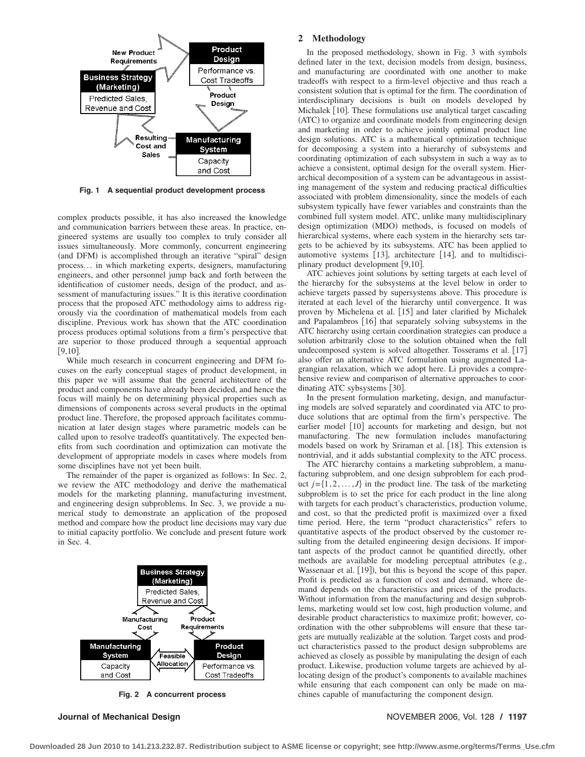Fig. 1 A sequential product development process

complex products possible, it has also increased the knowledge and communication barriers between these areas. In practice, engineered systems are usually too complex to truly consider all issues simultaneously. More commonly, concurrent engineering (and DFM) is accomplished through an iterative "spiral" design process… in which marketing experts, designers, manufacturing engineers, and other personnel jump back and forth between the identification of customer needs, design of the product, and assessment of manufacturing issues." It is this iterative coordination process that the proposed ATC methodology aims to address rigorously via the coordination of mathematical models from each discipline. Previous work has shown that the ATC coordination process produces optimal solutions from a firm's perspective that are superior to those produced through a sequential approach [9,10].

While much research in concurrent engineering and DFM focuses on the early conceptual stages of product development, in this paper we will assume that the general architecture of the product and components have already been decided, and hence the focus will mainly be on determining physical properties such as dimensions of components across several products in the optimal product line. Therefore, the proposed approach facilitates communication at later design stages where parametric models can be called upon to resolve tradeoffs quantitatively. The expected benefits from such coordination and optimization can motivate the development of appropriate models in cases where models from some disciplines have not yet been built.

The remainder of the paper is organized as follows: In Sec. 2, we review the ATC methodology and derive the mathematical models for the marketing planning, manufacturing investment, and engineering design subproblems. In Sec. 3, we provide a numerical study to demonstrate an application of the proposed method and compare how the product line decisions may vary due to initial capacity portfolio. We conclude and present future work in Sec. 4.

Fig. 2 A concurrent process

## 2 Methodology

In the proposed methodology, shown in Fig. 3 with symbols defined later in the text, decision models from design, business, and manufacturing are coordinated with one another to make tradeoffs with respect to a firm-level objective and thus reach a consistent solution that is optimal for the firm. The coordination of interdisciplinary decisions is built on models developed by Michalek [10]. These formulations use analytical target cascading (ATC) to organize and coordinate models from engineering design and marketing in order to achieve jointly optimal product line design solutions. ATC is a mathematical optimization technique for decomposing a system into a hierarchy of subsystems and coordinating optimization of each subsystem in such a way as to achieve a consistent, optimal design for the overall system. Hierarchical decomposition of a system can be advantageous in assisting management of the system and reducing practical difficulties associated with problem dimensionality, since the models of each subsystem typically have fewer variables and constraints than the combined full system model. ATC, unlike many multidisciplinary design optimization (MDO) methods, is focused on models of hierarchical systems, where each system in the hierarchy sets targets to be achieved by its subsystems. ATC has been applied to automotive systems [13], architecture [14], and to multidisciplinary product development [9,10].

ATC achieves joint solutions by setting targets at each level of the hierarchy for the subsystems at the level below in order to achieve targets passed by supersystems above. This procedure is iterated at each level of the hierarchy until convergence. It was proven by Michelena et al. [15] and later clarified by Michalek and Papalambros [16] that separately solving subsystems in the ATC hierarchy using certain coordination strategies can produce a solution arbitrarily close to the solution obtained when the full undecomposed system is solved altogether. Tosserams et al. [17] also offer an alternative ATC formulation using augmented Lagrangian relaxation, which we adopt here. Li provides a comprehensive review and comparison of alternative approaches to coordinating ATC sybsystems [30].

In the present formulation marketing, design, and manufacturing models are solved separately and coordinated via ATC to produce solutions that are optimal from the firm's perspective. The earlier model [10] accounts for marketing and design, but not manufacturing. The new formulation includes manufacturing models based on work by Sriraman et al. [18]. This extension is nontrivial, and it adds substantial complexity to the ATC process.

The ATC hierarchy contains a marketing subproblem, a manufacturing subproblem, and one design subproblem for each product $j=\{1,2,\ldots,J\}$ in the product line. The task of the marketing subproblem is to set the price for each product in the line along with targets for each product's characteristics, production volume, and cost, so that the predicted profit is maximized over a fixed time period. Here, the term "product characteristics" refers to quantitative aspects of the product observed by the customer resulting from the detailed engineering design decisions. If important aspects of the product cannot be quantified directly, other methods are available for modeling perceptual attributes (e.g., Wassenaar et al. [19]), but this is beyond the scope of this paper. Profit is predicted as a function of cost and demand, where demand depends on the characteristics and prices of the products. Without information from the manufacturing and design subproblems, marketing would set low cost, high production volume, and desirable product characteristics to maximize profit; however, coordination with the other subproblems will ensure that these targets are mutually realizable at the solution. Target costs and product characteristics passed to the product design subproblems are achieved as closely as possible by manipulating the design of each product. Likewise, production volume targets are achieved by allocating design of the product's components to available machines while ensuring that each component can only be made on machines capable of manufacturing the component design.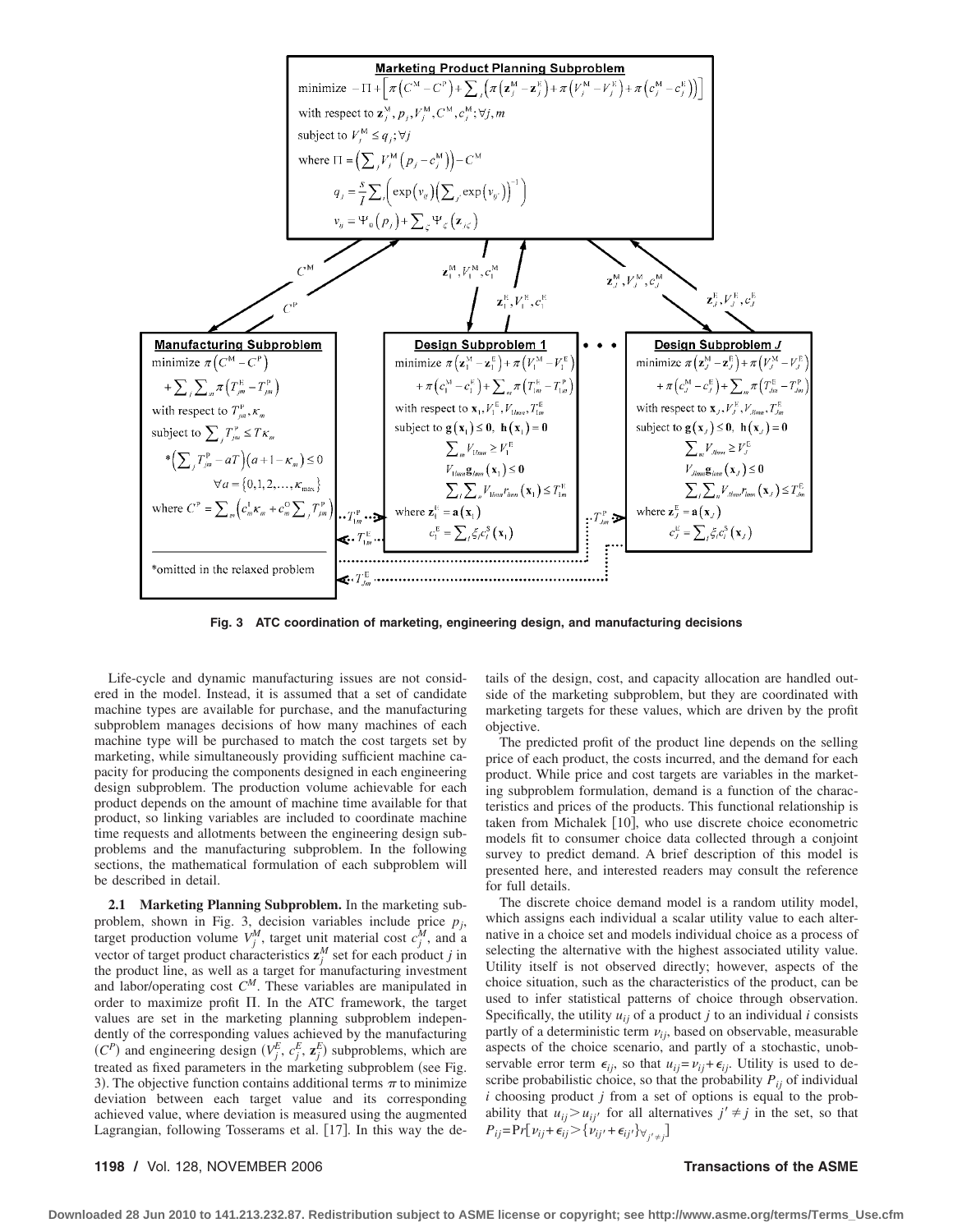**Marketing Product Planning Subproblem**

$$\text{minimize } -\Pi + \left[\pi\left(C^{\mathrm{M}} - C^{\mathrm{P}}\right) + \sum_j \left(\pi\left(\mathbf{z}_j^{\mathrm{M}} - \mathbf{z}_j^{\mathrm{E}}\right) + \pi\left(V_j^{\mathrm{M}} - V_j^{\mathrm{E}}\right) + \pi\left(c_j^{\mathrm{M}} - c_j^{\mathrm{E}}\right)\right)\right]$$

with respect to $\mathbf{z}_j^{\mathrm{M}}, p_j, V_j^{\mathrm{M}}, C^{\mathrm{M}}, c_j^{\mathrm{M}}; \forall j, m$

subject to $V_j^{\mathrm{M}} \le q_j; \forall j$

where $\Pi = \left(\sum_j V_j^{\mathrm{M}}\left(p_j - c_j^{\mathrm{M}}\right)\right) - C^{\mathrm{M}}$

$$q_j = \frac{s}{I}\sum_i \left(\exp\left(v_{ij}\right)\left(\sum_{j'} \exp\left(v_{ij'}\right)\right)^{-1}\right)$$

$$v_{ij} = \Psi_0\left(p_j\right) + \sum_\zeta \Psi_\zeta\left(\mathbf{z}_{j\zeta}\right)$$

**Manufacturing Subproblem**

$$\text{minimize } \pi\left(C^{\mathrm{M}} - C^{\mathrm{P}}\right) + \sum_j \sum_m \pi\left(T_{jm}^{\mathrm{E}} - T_{jm}^{\mathrm{P}}\right)$$

with respect to $T_{jm}^{\mathrm{P}}, \kappa_m$

subject to $\sum_j T_{jm}^{\mathrm{P}} \le T\kappa_m$

$*\left(\sum_j T_{jm}^{\mathrm{P}} - aT\right)\left(a + 1 - \kappa_m\right) \le 0$

$\forall a = \{0,1,2,\ldots,\kappa_{\max}\}$

where $C^{\mathrm{P}} = \sum_m \left(c_m^{\mathrm{I}}\kappa_m + c_m^{\mathrm{O}}\sum_j T_{jm}^{\mathrm{P}}\right)$

*omitted in the relaxed problem

**Design Subproblem 1**

$$\text{minimize } \pi\left(\mathbf{z}_1^{\mathrm{M}} - \mathbf{z}_1^{\mathrm{E}}\right) + \pi\left(V_1^{\mathrm{M}} - V_1^{\mathrm{E}}\right) + \pi\left(c_1^{\mathrm{M}} - c_1^{\mathrm{E}}\right) + \sum_m \pi\left(T_{1m}^{\mathrm{E}} - T_{1m}^{\mathrm{P}}\right)$$

with respect to $\mathbf{x}_1, V_1^{\mathrm{E}}, V_{1lmn}, T_{1m}^{\mathrm{E}}$

subject to $\mathbf{g}\left(\mathbf{x}_1\right) \le \mathbf{0},\ \mathbf{h}\left(\mathbf{x}_1\right) = \mathbf{0}$

$\sum_m V_{1lmn} \ge V_1^{\mathrm{E}}$

$V_{1lmn}\mathbf{g}_{lmn}\left(\mathbf{x}_1\right) \le \mathbf{0}$

$\sum_l \sum_n V_{1lmn} r_{lmn}\left(\mathbf{x}_1\right) \le T_{1m}^{\mathrm{E}}$

where $\mathbf{z}_1^{\mathrm{E}} = \mathbf{a}\left(\mathbf{x}_1\right)$

$c_1^{\mathrm{E}} = \sum_l \xi_l c_l^{\mathrm{S}}\left(\mathbf{x}_1\right)$

**Design Subproblem J**

$$\text{minimize } \pi\left(\mathbf{z}_J^{\mathrm{M}} - \mathbf{z}_J^{\mathrm{E}}\right) + \pi\left(V_J^{\mathrm{M}} - V_J^{\mathrm{E}}\right) + \pi\left(c_J^{\mathrm{M}} - c_J^{\mathrm{E}}\right) + \sum_m \pi\left(T_{Jm}^{\mathrm{E}} - T_{Jm}^{\mathrm{P}}\right)$$

with respect to $\mathbf{x}_J, V_J^{\mathrm{E}}, V_{Jlmn}, T_{Jm}^{\mathrm{E}}$

subject to $\mathbf{g}\left(\mathbf{x}_J\right) \le \mathbf{0},\ \mathbf{h}\left(\mathbf{x}_J\right) = \mathbf{0}$

$\sum_m V_{Jlmn} \ge V_J^{\mathrm{E}}$

$V_{Jlmn}\mathbf{g}_{lmn}\left(\mathbf{x}_J\right) \le \mathbf{0}$

$\sum_l \sum_n V_{Jlmn} r_{lmn}\left(\mathbf{x}_J\right) \le T_{Jm}^{\mathrm{E}}$

where $\mathbf{z}_J^{\mathrm{E}} = \mathbf{a}\left(\mathbf{x}_J\right)$

$c_J^{\mathrm{E}} = \sum_l \xi_l c_l^{\mathrm{S}}\left(\mathbf{x}_J\right)$

Linking variables: $C^{\mathrm{M}}$, $C^{\mathrm{P}}$, $\mathbf{z}_1^{\mathrm{M}}, V_1^{\mathrm{M}}, c_1^{\mathrm{M}}$, $\mathbf{z}_1^{\mathrm{E}}, V_1^{\mathrm{E}}, c_1^{\mathrm{E}}$, $\mathbf{z}_J^{\mathrm{M}}, V_J^{\mathrm{M}}, c_J^{\mathrm{M}}$, $\mathbf{z}_J^{\mathrm{E}}, V_J^{\mathrm{E}}, c_J^{\mathrm{E}}$, $T_{1m}^{\mathrm{P}}$, $T_{1m}^{\mathrm{E}}$, $T_{Jm}^{\mathrm{P}}$, $T_{Jm}^{\mathrm{E}}$

**Fig. 3 ATC coordination of marketing, engineering design, and manufacturing decisions**

Life-cycle and dynamic manufacturing issues are not considered in the model. Instead, it is assumed that a set of candidate machine types are available for purchase, and the manufacturing subproblem manages decisions of how many machines of each machine type will be purchased to match the cost targets set by marketing, while simultaneously providing sufficient machine capacity for producing the components designed in each engineering design subproblem. The production volume achievable for each product depends on the amount of machine time available for that product, so linking variables are included to coordinate machine time requests and allotments between the engineering design subproblems and the manufacturing subproblem. In the following sections, the mathematical formulation of each subproblem will be described in detail.

**2.1 Marketing Planning Subproblem.** In the marketing subproblem, shown in Fig. 3, decision variables include price $p_j$, target production volume $V_j^M$, target unit material cost $c_j^M$, and a vector of target product characteristics $\mathbf{z}_j^M$ set for each product $j$ in the product line, as well as a target for manufacturing investment and labor/operating cost $C^M$. These variables are manipulated in order to maximize profit $\Pi$. In the ATC framework, the target values are set in the marketing planning subproblem independently of the corresponding values achieved by the manufacturing ($C^P$) and engineering design ($V_j^E$, $c_j^E$, $\mathbf{z}_j^E$) subproblems, which are treated as fixed parameters in the marketing subproblem (see Fig. 3). The objective function contains additional terms $\pi$ to minimize deviation between each target value and its corresponding achieved value, where deviation is measured using the augmented Lagrangian, following Tosserams et al. [17]. In this way the details of the design, cost, and capacity allocation are handled outside of the marketing subproblem, but they are coordinated with marketing targets for these values, which are driven by the profit objective.

The predicted profit of the product line depends on the selling price of each product, the costs incurred, and the demand for each product. While price and cost targets are variables in the marketing subproblem formulation, demand is a function of the characteristics and prices of the products. This functional relationship is taken from Michalek [10], who use discrete choice econometric models fit to consumer choice data collected through a conjoint survey to predict demand. A brief description of this model is presented here, and interested readers may consult the reference for full details.

The discrete choice demand model is a random utility model, which assigns each individual a scalar utility value to each alternative in a choice set and models individual choice as a process of selecting the alternative with the highest associated utility value. Utility itself is not observed directly; however, aspects of the choice situation, such as the characteristics of the product, can be used to infer statistical patterns of choice through observation. Specifically, the utility $u_{ij}$ of a product $j$ to an individual $i$ consists partly of a deterministic term $\nu_{ij}$, based on observable, measurable aspects of the choice scenario, and partly of a stochastic, unobservable error term $\epsilon_{ij}$, so that $u_{ij} = \nu_{ij} + \epsilon_{ij}$. Utility is used to describe probabilistic choice, so that the probability $P_{ij}$ of individual $i$ choosing product $j$ from a set of options is equal to the probability that $u_{ij} > u_{ij'}$ for all alternatives $j' \neq j$ in the set, so that $P_{ij} = \Pr[\nu_{ij} + \epsilon_{ij} > \{\nu_{ij'} + \epsilon_{ij'}\}_{\forall j' \neq j}]$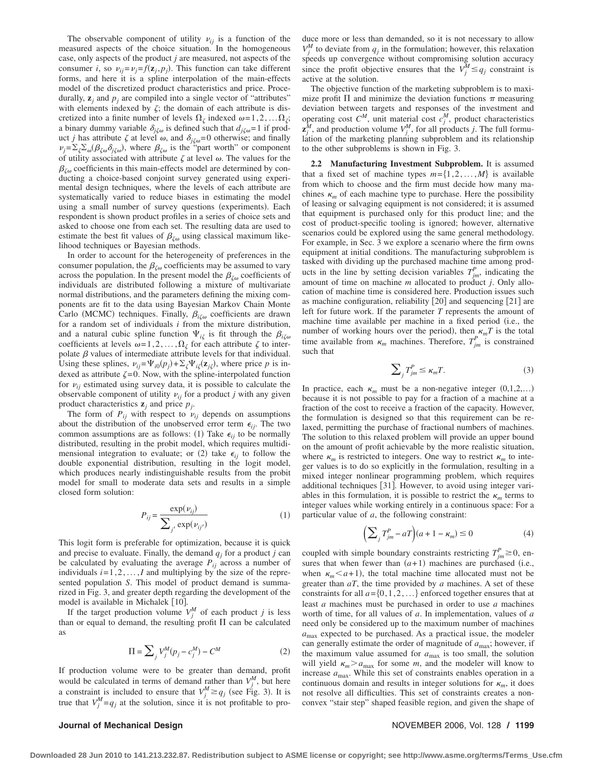The observable component of utility $\nu_{ij}$ is a function of the measured aspects of the choice situation. In the homogeneous case, only aspects of the product $j$ are measured, not aspects of the consumer $i$, so $\nu_{ij}=\nu_j=f(\mathbf{z}_j,p_j)$. This function can take different forms, and here it is a spline interpolation of the main-effects model of the discretized product characteristics and price. Procedurally, $\mathbf{z}_j$ and $p_j$ are compiled into a single vector of "attributes" with elements indexed by $\zeta$; the domain of each attribute is discretized into a finite number of levels $\Omega_\zeta$ indexed $\omega=1,2,\ldots\Omega_\zeta$; a binary dummy variable $\delta_{j\zeta\omega}$ is defined such that $d_{j\zeta\omega}=1$ if product $j$ has attribute $\zeta$ at level $\omega$, and $\delta_{j\zeta\omega}=0$ otherwise; and finally $\nu_j=\Sigma_\zeta\Sigma_\omega(\beta_{\zeta\omega}\delta_{j\zeta\omega})$, where $\beta_{\zeta\omega}$ is the "part worth" or component of utility associated with attribute $\zeta$ at level $\omega$. The values for the $\beta_{\zeta\omega}$ coefficients in this main-effects model are determined by conducting a choice-based conjoint survey generated using experimental design techniques, where the levels of each attribute are systematically varied to reduce biases in estimating the model using a small number of survey questions (experiments). Each respondent is shown product profiles in a series of choice sets and asked to choose one from each set. The resulting data are used to estimate the best fit values of $\beta_{\zeta\omega}$ using classical maximum likelihood techniques or Bayesian methods.

In order to account for the heterogeneity of preferences in the consumer population, the $\beta_{\zeta\omega}$ coefficients may be assumed to vary across the population. In the present model the $\beta_{\zeta\omega}$ coefficients of individuals are distributed following a mixture of multivariate normal distributions, and the parameters defining the mixing components are fit to the data using Bayesian Markov Chain Monte Carlo (MCMC) techniques. Finally, $\beta_{i\zeta\omega}$ coefficients are drawn for a random set of individuals $i$ from the mixture distribution, and a natural cubic spline function $\Psi_{i\zeta}$ is fit through the $\beta_{i\zeta\omega}$ coefficients at levels $\omega=1,2,\ldots,\Omega_\zeta$ for each attribute $\zeta$ to interpolate $\beta$ values of intermediate attribute levels for that individual. Using these splines, $\nu_{ij}=\Psi_{i0}(p_j)+\Sigma_\zeta\Psi_{i\zeta}(\mathbf{z}_{j\zeta})$, where price $p$ is indexed as attribute $\zeta=0$. Now, with the spline-interpolated function for $\nu_{ij}$ estimated using survey data, it is possible to calculate the observable component of utility $\nu_{ij}$ for a product $j$ with any given product characteristics $\mathbf{z}_j$ and price $p_j$.

The form of $P_{ij}$ with respect to $\nu_{ij}$ depends on assumptions about the distribution of the unobserved error term $\epsilon_{ij}$. The two common assumptions are as follows: (1) Take $\epsilon_{ij}$ to be normally distributed, resulting in the probit model, which requires multidimensional integration to evaluate; or (2) take $\epsilon_{ij}$ to follow the double exponential distribution, resulting in the logit model, which produces nearly indistinguishable results from the probit model for small to moderate data sets and results in a simple closed form solution:

$$P_{ij}=\frac{\exp(\nu_{ij})}{\sum_{j'}\exp(\nu_{ij'})} \tag{1}$$

This logit form is preferable for optimization, because it is quick and precise to evaluate. Finally, the demand $q_j$ for a product $j$ can be calculated by evaluating the average $P_{ij}$ across a number of individuals $i=1,2,\ldots,I$ and multiplying by the size of the represented population $S$. This model of product demand is summarized in Fig. 3, and greater depth regarding the development of the model is available in Michalek [10].

If the target production volume $V_j^M$ of each product $j$ is less than or equal to demand, the resulting profit $\Pi$ can be calculated as

$$\Pi=\sum_j V_j^M(p_j-c_j^M)-C^M \tag{2}$$

If production volume were to be greater than demand, profit would be calculated in terms of demand rather than $V_j^M$, but here a constraint is included to ensure that $V_j^M\geq q_j$ (see Fig. 3). It is true that $V_j^M=q_j$ at the solution, since it is not profitable to produce more or less than demanded, so it is not necessary to allow $V_j^M$ to deviate from $q_j$ in the formulation; however, this relaxation speeds up convergence without compromising solution accuracy since the profit objective ensures that the $V_j^M\leq q_j$ constraint is active at the solution.

The objective function of the marketing subproblem is to maximize profit $\Pi$ and minimize the deviation functions $\pi$ measuring deviation between targets and responses of the investment and operating cost $C^M$, unit material cost $c_j^M$, product characteristics $\mathbf{z}_j^M$, and production volume $V_j^M$, for all products $j$. The full formulation of the marketing planning subproblem and its relationship to the other subproblems is shown in Fig. 3.

**2.2 Manufacturing Investment Subproblem.** It is assumed that a fixed set of machine types $m=\{1,2,\ldots,M\}$ is available from which to choose and the firm must decide how many machines $\kappa_m$ of each machine type to purchase. Here the possibility of leasing or salvaging equipment is not considered; it is assumed that equipment is purchased only for this product line; and the cost of product-specific tooling is ignored; however, alternative scenarios could be explored using the same general methodology. For example, in Sec. 3 we explore a scenario where the firm owns equipment at initial conditions. The manufacturing subproblem is tasked with dividing up the purchased machine time among products in the line by setting decision variables $T_{jm}^P$, indicating the amount of time on machine $m$ allocated to product $j$. Only allocation of machine time is considered here. Production issues such as machine configuration, reliability [20] and sequencing [21] are left for future work. If the parameter $T$ represents the amount of machine time available per machine in a fixed period (i.e., the number of working hours over the period), then $\kappa_m T$ is the total time available from $\kappa_m$ machines. Therefore, $T_{jm}^P$ is constrained such that

$$\sum_j T_{jm}^P\leq\kappa_m T. \tag{3}$$

In practice, each $\kappa_m$ must be a non-negative integer $(0,1,2,\ldots)$ because it is not possible to pay for a fraction of a machine at a fraction of the cost to receive a fraction of the capacity. However, the formulation is designed so that this requirement can be relaxed, permitting the purchase of fractional numbers of machines. The solution to this relaxed problem will provide an upper bound on the amount of profit achievable by the more realistic situation, where $\kappa_m$ is restricted to integers. One way to restrict $\kappa_m$ to integer values is to do so explicitly in the formulation, resulting in a mixed integer nonlinear programming problem, which requires additional techniques [31]. However, to avoid using integer variables in this formulation, it is possible to restrict the $\kappa_m$ terms to integer values while working entirely in a continuous space: For a particular value of $a$, the following constraint:

$$\left(\sum_j T_{jm}^P-aT\right)(a+1-\kappa_m)\leq 0 \tag{4}$$

coupled with simple boundary constraints restricting $T_{jm}^P\geq 0$, ensures that when fewer than $(a+1)$ machines are purchased (i.e., when $\kappa_m<a+1$), the total machine time allocated must not be greater than $aT$, the time provided by $a$ machines. A set of these constraints for all $a=\{0,1,2,\ldots\}$ enforced together ensures that at least $a$ machines must be purchased in order to use $a$ machines worth of time, for all values of $a$. In implementation, values of $a$ need only be considered up to the maximum number of machines $a_{\max}$ expected to be purchased. As a practical issue, the modeler can generally estimate the order of magnitude of $a_{\max}$; however, if the maximum value assumed for $a_{\max}$ is too small, the solution will yield $\kappa_m>a_{\max}$ for some $m$, and the modeler will know to increase $a_{\max}$. While this set of constraints enables operation in a continuous domain and results in integer solutions for $\kappa_m$, it does not resolve all difficulties. This set of constraints creates a nonconvex "stair step" shaped feasible region, and given the shape of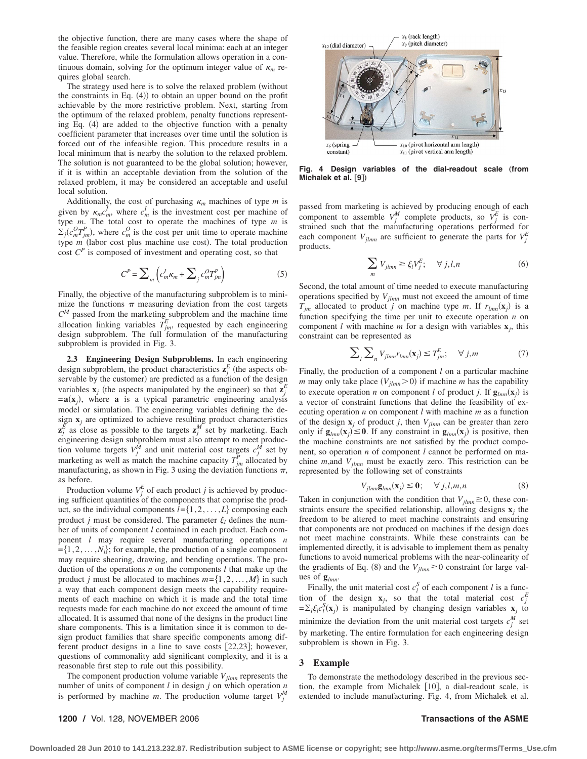the objective function, there are many cases where the shape of the feasible region creates several local minima: each at an integer value. Therefore, while the formulation allows operation in a continuous domain, solving for the optimum integer value of $\kappa_m$ requires global search.

The strategy used here is to solve the relaxed problem (without the constraints in Eq. (4)) to obtain an upper bound on the profit achievable by the more restrictive problem. Next, starting from the optimum of the relaxed problem, penalty functions representing Eq. (4) are added to the objective function with a penalty coefficient parameter that increases over time until the solution is forced out of the infeasible region. This procedure results in a local minimum that is nearby the solution to the relaxed problem. The solution is not guaranteed to be the global solution; however, if it is within an acceptable deviation from the solution of the relaxed problem, it may be considered an acceptable and useful local solution.

Additionally, the cost of purchasing $\kappa_m$ machines of type $m$ is given by $\kappa_m c_m^I$, where $c_m^I$ is the investment cost per machine of type $m$. The total cost to operate the machines of type $m$ is $\Sigma_j (c_m^O T_{jm}^P)$, where $c_m^O$ is the cost per unit time to operate machine type $m$ (labor cost plus machine use cost). The total production cost $C^P$ is composed of investment and operating cost, so that

$$C^P = \sum_m \left( c_m^I \kappa_m + \sum_j c_m^O T_{jm}^P \right) \tag{5}$$

Finally, the objective of the manufacturing subproblem is to minimize the functions $\pi$ measuring deviation from the cost targets $C^M$ passed from the marketing subproblem and the machine time allocation linking variables $T_{jm}^E$, requested by each engineering design subproblem. The full formulation of the manufacturing subproblem is provided in Fig. 3.

**2.3 Engineering Design Subproblems.** In each engineering design subproblem, the product characteristics $\mathbf{z}_j^E$ (the aspects observable by the customer) are predicted as a function of the design variables $\mathbf{x}_j$ (the aspects manipulated by the engineer) so that $\mathbf{z}_j^E = \mathbf{a}(\mathbf{x}_j)$, where $\mathbf{a}$ is a typical parametric engineering analysis model or simulation. The engineering variables defining the design $\mathbf{x}_j$ are optimized to achieve resulting product characteristics $\mathbf{z}_j^E$ as close as possible to the targets $\mathbf{z}_j^M$ set by marketing. Each engineering design subproblem must also attempt to meet production volume targets $V_j^M$ and unit material cost targets $c_j^M$ set by marketing as well as match the machine capacity $T_{jm}^P$ allocated by manufacturing, as shown in Fig. 3 using the deviation functions $\pi$, as before.

Production volume $V_j^E$ of each product $j$ is achieved by producing sufficient quantities of the components that comprise the product, so the individual components $l = \{1, 2, \ldots, L\}$ composing each product $j$ must be considered. The parameter $\xi_l$ defines the number of units of component $l$ contained in each product. Each component $l$ may require several manufacturing operations $n = \{1, 2, \ldots, N_l\}$; for example, the production of a single component may require shearing, drawing, and bending operations. The production of the operations $n$ on the components $l$ that make up the product $j$ must be allocated to machines $m = \{1, 2, \ldots, M\}$ in such a way that each component design meets the capability requirements of each machine on which it is made and the total time requests made for each machine do not exceed the amount of time allocated. It is assumed that none of the designs in the product line share components. This is a limitation since it is common to design product families that share specific components among different product designs in a line to save costs [22,23]; however, questions of commonality add significant complexity, and it is a reasonable first step to rule out this possibility.

The component production volume variable $V_{jlmn}$ represents the number of units of component $l$ in design $j$ on which operation $n$ is performed by machine $m$. The production volume target $V_j^M$ passed from marketing is achieved by producing enough of each component to assemble $V_j^M$ complete products, so $V_j^E$ is constrained such that the manufacturing operations performed for each component $V_{jlmn}$ are sufficient to generate the parts for $V_j^E$ products.

$$\sum_m V_{jlmn} \geq \xi_l V_j^E; \quad \forall\, j,l,n \tag{6}$$

Second, the total amount of time needed to execute manufacturing operations specified by $V_{jlmn}$ must not exceed the amount of time $T_{jm}$ allocated to product $j$ on machine type $m$. If $r_{lmn}(\mathbf{x}_j)$ is a function specifying the time per unit to execute operation $n$ on component $l$ with machine $m$ for a design with variables $\mathbf{x}_j$, this constraint can be represented as

$$\sum_l \sum_n V_{jlmn} r_{lmn}(\mathbf{x}_j) \leq T_{jm}^E; \quad \forall\, j,m \tag{7}$$

Finally, the production of a component $l$ on a particular machine $m$ may only take place ($V_{jlmn} > 0$) if machine $m$ has the capability to execute operation $n$ on component $l$ of product $j$. If $\mathbf{g}_{lmn}(\mathbf{x}_j)$ is a vector of constraint functions that define the feasibility of executing operation $n$ on component $l$ with machine $m$ as a function of the design $\mathbf{x}_j$ of product $j$, then $V_{jlmn}$ can be greater than zero only if $\mathbf{g}_{lmn}(\mathbf{x}_j) \leq \mathbf{0}$. If any constraint in $\mathbf{g}_{lmn}(\mathbf{x}_j)$ is positive, then the machine constraints are not satisfied by the product component, so operation $n$ of component $l$ cannot be performed on machine $m$, and $V_{jlmn}$ must be exactly zero. This restriction can be represented by the following set of constraints

$$V_{jlmn} \mathbf{g}_{lmn}(\mathbf{x}_j) \leq \mathbf{0}; \quad \forall\, j,l,m,n \tag{8}$$

Taken in conjunction with the condition that $V_{jlmn} \geq 0$, these constraints ensure the specified relationship, allowing designs $\mathbf{x}_j$ the freedom to be altered to meet machine constraints and ensuring that components are not produced on machines if the design does not meet machine constraints. While these constraints can be implemented directly, it is advisable to implement them as penalty functions to avoid numerical problems with the near-colinearity of the gradients of Eq. (8) and the $V_{jlmn} \geq 0$ constraint for large values of $\mathbf{g}_{lmn}$.

Finally, the unit material cost $c_l^S$ of each component $l$ is a function of the design $\mathbf{x}_j$, so that the total material cost $c_j^E = \Sigma_l \xi_l c_l^S(\mathbf{x}_j)$ is manipulated by changing design variables $\mathbf{x}_j$ to minimize the deviation from the unit material cost targets $c_j^M$ set by marketing. The entire formulation for each engineering design subproblem is shown in Fig. 3.

## 3 Example

To demonstrate the methodology described in the previous section, the example from Michalek [10], a dial-readout scale, is extended to include manufacturing. Fig. 4, from Michalek et al.

$x_{12}$ (dial diameter), $x_8$ (rack length), $x_9$ (pitch diameter), $x_1$, $x_2$, $x_3$, $x_4$, $x_5$, $x_7$, $x_{13}$, $x_{14}$, $x_6$ (spring constant), $x_{10}$ (pivot horizontal arm length), $x_{11}$ (pivot vertical arm length)

**Fig. 4 Design variables of the dial-readout scale (from Michalek et al. [9])**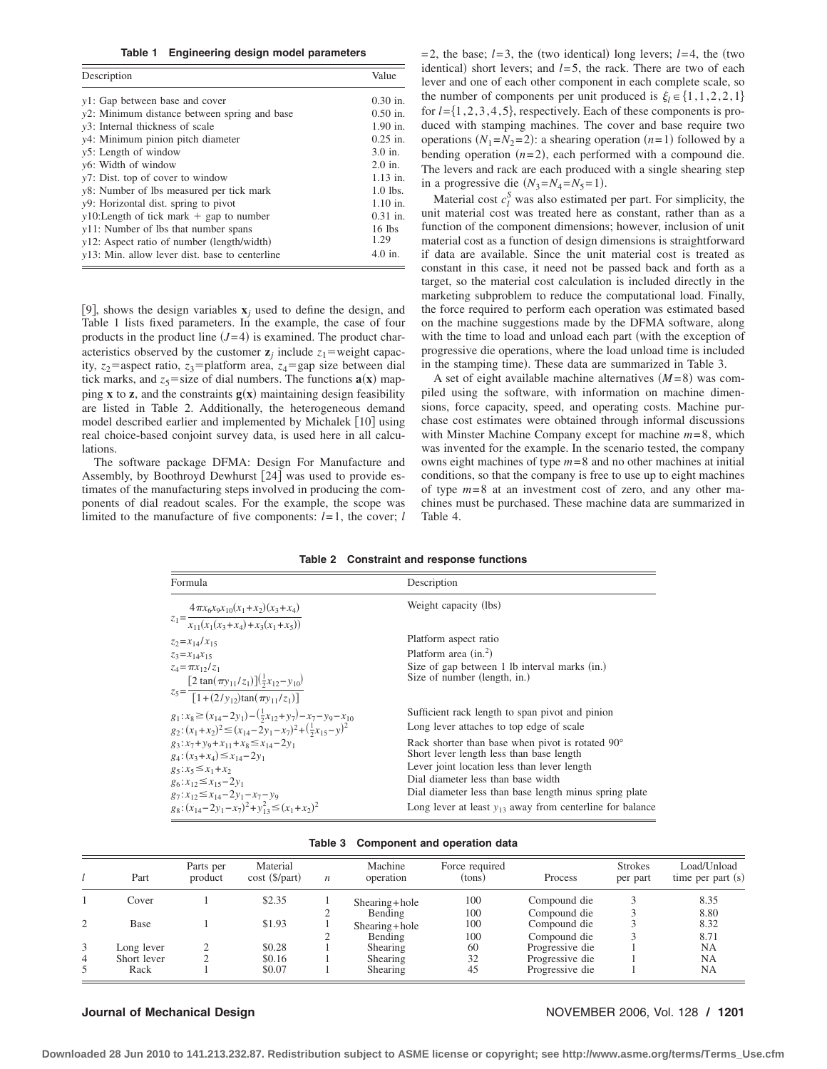**Table 1 Engineering design model parameters**

| Description | Value |
|---|---|
| $y1$: Gap between base and cover | 0.30 in. |
| $y2$: Minimum distance between spring and base | 0.50 in. |
| $y3$: Internal thickness of scale | 1.90 in. |
| $y4$: Minimum pinion pitch diameter | 0.25 in. |
| $y5$: Length of window | 3.0 in. |
| $y6$: Width of window | 2.0 in. |
| $y7$: Dist. top of cover to window | 1.13 in. |
| $y8$: Number of lbs measured per tick mark | 1.0 lbs. |
| $y9$: Horizontal dist. spring to pivot | 1.10 in. |
| $y10$:Length of tick mark + gap to number | 0.31 in. |
| $y11$: Number of lbs that number spans | 16 lbs |
| $y12$: Aspect ratio of number (length/width) | 1.29 |
| $y13$: Min. allow lever dist. base to centerline | 4.0 in. |

[9], shows the design variables $\mathbf{x}_j$ used to define the design, and Table 1 lists fixed parameters. In the example, the case of four products in the product line ($J=4$) is examined. The product characteristics observed by the customer $\mathbf{z}_j$ include $z_1$=weight capacity, $z_2$=aspect ratio, $z_3$=platform area, $z_4$=gap size between dial tick marks, and $z_5$=size of dial numbers. The functions $\mathbf{a}(\mathbf{x})$ mapping $\mathbf{x}$ to $\mathbf{z}$, and the constraints $\mathbf{g}(\mathbf{x})$ maintaining design feasibility are listed in Table 2. Additionally, the heterogeneous demand model described earlier and implemented by Michalek [10] using real choice-based conjoint survey data, is used here in all calculations.

The software package DFMA: Design For Manufacture and Assembly, by Boothroyd Dewhurst [24] was used to provide estimates of the manufacturing steps involved in producing the components of dial readout scales. For the example, the scope was limited to the manufacture of five components: $l=1$, the cover; $l=2$, the base; $l=3$, the (two identical) long levers; $l=4$, the (two identical) short levers; and $l=5$, the rack. There are two of each lever and one of each other component in each complete scale, so the number of components per unit produced is $\xi_l \in \{1,1,2,2,1\}$ for $l=\{1,2,3,4,5\}$, respectively. Each of these components is produced with stamping machines. The cover and base require two operations ($N_1=N_2=2$): a shearing operation ($n=1$) followed by a bending operation ($n=2$), each performed with a compound die. The levers and rack are each produced with a single shearing step in a progressive die ($N_3=N_4=N_5=1$).

Material cost $c_l^S$ was also estimated per part. For simplicity, the unit material cost was treated here as constant, rather than as a function of the component dimensions; however, inclusion of unit material cost as a function of design dimensions is straightforward if data are available. Since the unit material cost is treated as constant in this case, it need not be passed back and forth as a target, so the material cost calculation is included directly in the marketing subproblem to reduce the computational load. Finally, the force required to perform each operation was estimated based on the machine suggestions made by the DFMA software, along with the time to load and unload each part (with the exception of progressive die operations, where the load unload time is included in the stamping time). These data are summarized in Table 3.

A set of eight available machine alternatives ($M=8$) was compiled using the software, with information on machine dimensions, force capacity, speed, and operating costs. Machine purchase cost estimates were obtained through informal discussions with Minster Machine Company except for machine $m=8$, which was invented for the example. In the scenario tested, the company owns eight machines of type $m=8$ and no other machines at initial conditions, so that the company is free to use up to eight machines of type $m=8$ at an investment cost of zero, and any other machines must be purchased. These machine data are summarized in Table 4.

**Table 2 Constraint and response functions**

| Formula | Description |
|---|---|
| $z_1=\dfrac{4\pi x_6 x_9 x_{10}(x_1+x_2)(x_3+x_4)}{x_{11}(x_1(x_3+x_4)+x_3(x_1+x_5))}$ | Weight capacity (lbs) |
| $z_2=x_{14}/x_{15}$ | Platform aspect ratio |
| $z_3=x_{14}x_{15}$ | Platform area (in.$^2$) |
| $z_4=\pi x_{12}/z_1$ | Size of gap between 1 lb interval marks (in.) |
| $z_5=\dfrac{[2\tan(\pi y_{11}/z_1)](\frac{1}{2}x_{12}-y_{10})}{[1+(2/y_{12})\tan(\pi y_{11}/z_1)]}$ | Size of number (length, in.) |
| $g_1: x_8 \geq (x_{14}-2y_1)-(\frac{1}{2}x_{12}+y_7)-x_7-y_9-x_{10}$ | Sufficient rack length to span pivot and pinion |
| $g_2: (x_1+x_2)^2 \leq (x_{14}-2y_1-x_7)^2+(\frac{1}{2}x_{15}-y)^2$ | Long lever attaches to top edge of scale |
| $g_3: x_7+y_9+x_{11}+x_8 \leq x_{14}-2y_1$ | Rack shorter than base when pivot is rotated 90° |
| $g_4: (x_3+x_4) \leq x_{14}-2y_1$ | Short lever length less than base length |
| $g_5: x_5 \leq x_1+x_2$ | Lever joint location less than lever length |
| $g_6: x_{12} \leq x_{15}-2y_1$ | Dial diameter less than base width |
| $g_7: x_{12} \leq x_{14}-2y_1-x_7-y_9$ | Dial diameter less than base length minus spring plate |
| $g_8: (x_{14}-2y_1-x_7)^2+y_{13}^2 \leq (x_1+x_2)^2$ | Long lever at least $y_{13}$ away from centerline for balance |

**Table 3 Component and operation data**

| $l$ | Part | Parts per product | Material cost ($/part) | $n$ | Machine operation | Force required (tons) | Process | Strokes per part | Load/Unload time per part (s) |
|---|---|---|---|---|---|---|---|---|---|
| 1 | Cover | 1 | $2.35 | 1 | Shearing+hole | 100 | Compound die | 3 | 8.35 |
| | | | | 2 | Bending | 100 | Compound die | 3 | 8.80 |
| 2 | Base | 1 | $1.93 | 1 | Shearing+hole | 100 | Compound die | 3 | 8.32 |
| | | | | 2 | Bending | 100 | Compound die | 3 | 8.71 |
| 3 | Long lever | 2 | $0.28 | 1 | Shearing | 60 | Progressive die | 1 | NA |
| 4 | Short lever | 2 | $0.16 | 1 | Shearing | 32 | Progressive die | 1 | NA |
| 5 | Rack | 1 | $0.07 | 1 | Shearing | 45 | Progressive die | 1 | NA |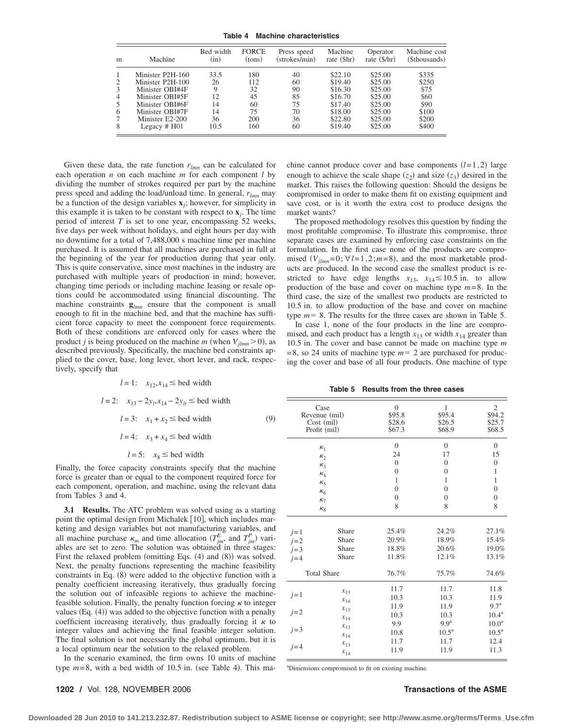**Table 4 Machine characteristics**

| m | Machine | Bed width (in) | FORCE (tons) | Press speed (strokes/min) | Machine rate ($hr) | Operator rate ($/hr) | Machine cost ($thousands) |
|---|---|---|---|---|---|---|---|
| 1 | Minister P2H-160 | 33.5 | 180 | 40 | $22.10 | $25.00 | $335 |
| 2 | Minister P2H-100 | 26 | 112 | 60 | $19.40 | $25.00 | $250 |
| 3 | Minister OBI#4F | 9 | 32 | 90 | $16.30 | $25.00 | $75 |
| 4 | Minister OBI#5F | 12 | 45 | 85 | $16.70 | $25.00 | $60 |
| 5 | Minister OBI#6F | 14 | 60 | 75 | $17.40 | $25.00 | $90 |
| 6 | Minister OBI#7F | 14 | 75 | 70 | $18.00 | $25.00 | $100 |
| 7 | Minister E2-200 | 36 | 200 | 36 | $22.80 | $25.00 | $200 |
| 8 | Legacy # H01 | 10.5 | 160 | 60 | $19.40 | $25.00 | $400 |

Given these data, the rate function $r_{lmn}$ can be calculated for each operation $n$ on each machine $m$ for each component $l$ by dividing the number of strokes required per part by the machine press speed and adding the load/unload time. In general, $r_{lmn}$ may be a function of the design variables $\mathbf{x}_j$; however, for simplicity in this example it is taken to be constant with respect to $\mathbf{x}_j$. The time period of interest $T$ is set to one year, encompassing 52 weeks, five days per week without holidays, and eight hours per day with no downtime for a total of 7,488,000 s machine time per machine purchased. It is assumed that all machines are purchased in full at the beginning of the year for production during that year only. This is quite conservative, since most machines in the industry are purchased with multiple years of production in mind; however, changing time periods or including machine leasing or resale options could be accommodated using financial discounting. The machine constraints $\mathbf{g}_{lmn}$ ensure that the component is small enough to fit in the machine bed, and that the machine has sufficient force capacity to meet the component force requirements. Both of these conditions are enforced only for cases where the product $j$ is being produced on the machine $m$ (when $V_{jlmn}>0$), as described previously. Specifically, the machine bed constraints applied to the cover, base, long lever, short lever, and rack, respectively, specify that

$$
\begin{aligned}
l=1: &\quad x_{12}, x_{14} \leq \text{bed width} \\
l=2: &\quad x_{13}-2y_l, x_{14}-2y_{lt} \leq \text{bed width} \\
l=3: &\quad x_1+x_2 \leq \text{bed width} \\
l=4: &\quad x_3+x_4 \leq \text{bed width} \\
l=5: &\quad x_8 \leq \text{bed width}
\end{aligned}
\tag{9}
$$

Finally, the force capacity constraints specify that the machine force is greater than or equal to the component required force for each component, operation, and machine, using the relevant data from Tables 3 and 4.

**3.1 Results.** The ATC problem was solved using as a starting point the optimal design from Michalek [10], which includes marketing and design variables but not manufacturing variables, and all machine purchase $\kappa_m$ and time allocation ($T^E_{jm}$, and $T^P_{jm}$) variables are set to zero. The solution was obtained in three stages: First the relaxed problem (omitting Eqs. (4) and (8)) was solved. Next, the penalty functions representing the machine feasibility constraints in Eq. (8) were added to the objective function with a penalty coefficient increasing iteratively, thus gradually forcing the solution out of infeasible regions to achieve the machine-feasible solution. Finally, the penalty function forcing $\kappa$ to integer values (Eq. (4)) was added to the objective function with a penalty coefficient increasing iteratively, thus gradually forcing it $\kappa$ to integer values and achieving the final feasible integer solution. The final solution is not necessarily the global optimum, but it is a local optimum near the solution to the relaxed problem.

In the scenario examined, the firm owns 10 units of machine type $m=8$, with a bed width of 10.5 in. (see Table 4). This machine cannot produce cover and base components ($l=1,2$) large enough to achieve the scale shape ($z_2$) and size ($z_3$) desired in the market. This raises the following question: Should the designs be compromised in order to make them fit on existing equipment and save cost, or is it worth the extra cost to produce designs the market wants?

The proposed methodology resolves this question by finding the most profitable compromise. To illustrate this compromise, three separate cases are examined by enforcing case constraints on the formulation. In the first case none of the products are compromised ($V_{jlmn}=0; \forall l=1,2; m=8$), and the most marketable products are produced. In the second case the smallest product is restricted to have edge lengths $x_{13}$, $x_{14} \leq 10.5$ in. to allow production of the base and cover on machine type $m=8$. In the third case, the size of the smallest two products are restricted to 10.5 in. to allow production of the base and cover on machine type $m=8$. The results for the three cases are shown in Table 5.

In case 1, none of the four products in the line are compromised, and each product has a length $x_{13}$ or width $x_{14}$ greater than 10.5 in. The cover and base cannot be made on machine type $m=8$, so 24 units of machine type $m=2$ are purchased for producing the cover and base of all four products. One machine of type

**Table 5 Results from the three cases**

| Case | | 0 | 1 | 2 |
|---|---|---|---|---|
| Revenue (mil) | | $95.8 | $95.4 | $94.2 |
| Cost (mil) | | $28.6 | $26.5 | $25.7 |
| Profit (mil) | | $67.3 | $68.9 | $68.5 |
| $\kappa_1$ | | 0 | 0 | 0 |
| $\kappa_2$ | | 24 | 17 | 15 |
| $\kappa_3$ | | 0 | 0 | 0 |
| $\kappa_4$ | | 0 | 0 | 1 |
| $\kappa_5$ | | 1 | 1 | 1 |
| $\kappa_6$ | | 0 | 0 | 0 |
| $\kappa_7$ | | 0 | 0 | 0 |
| $\kappa_8$ | | 8 | 8 | 8 |
| $j=1$ | Share | 25.4% | 24.2% | 27.1% |
| $j=2$ | Share | 20.9% | 18.9% | 15.4% |
| $j=3$ | Share | 18.8% | 20.6% | 19.0% |
| $j=4$ | Share | 11.8% | 12.1% | 13.1% |
| Total Share | | 76.7% | 75.7% | 74.6% |
| $j=1$ | $x_{13}$ | 11.7 | 11.7 | 11.8 |
| | $x_{14}$ | 10.3 | 10.3 | 11.9 |
| $j=2$ | $x_{13}$ | 11.9 | 11.9 | 9.7[a] |
| | $x_{14}$ | 10.3 | 10.3 | 10.4[a] |
| $j=3$ | $x_{13}$ | 9.9 | 9.9[a] | 10.0[a] |
| | $x_{14}$ | 10.8 | 10.5[a] | 10.5[a] |
| $j=4$ | $x_{13}$ | 11.7 | 11.7 | 12.4 |
| | $x_{14}$ | 11.9 | 11.9 | 11.3 |

[a]Dimensions compromised to fit on existing machine.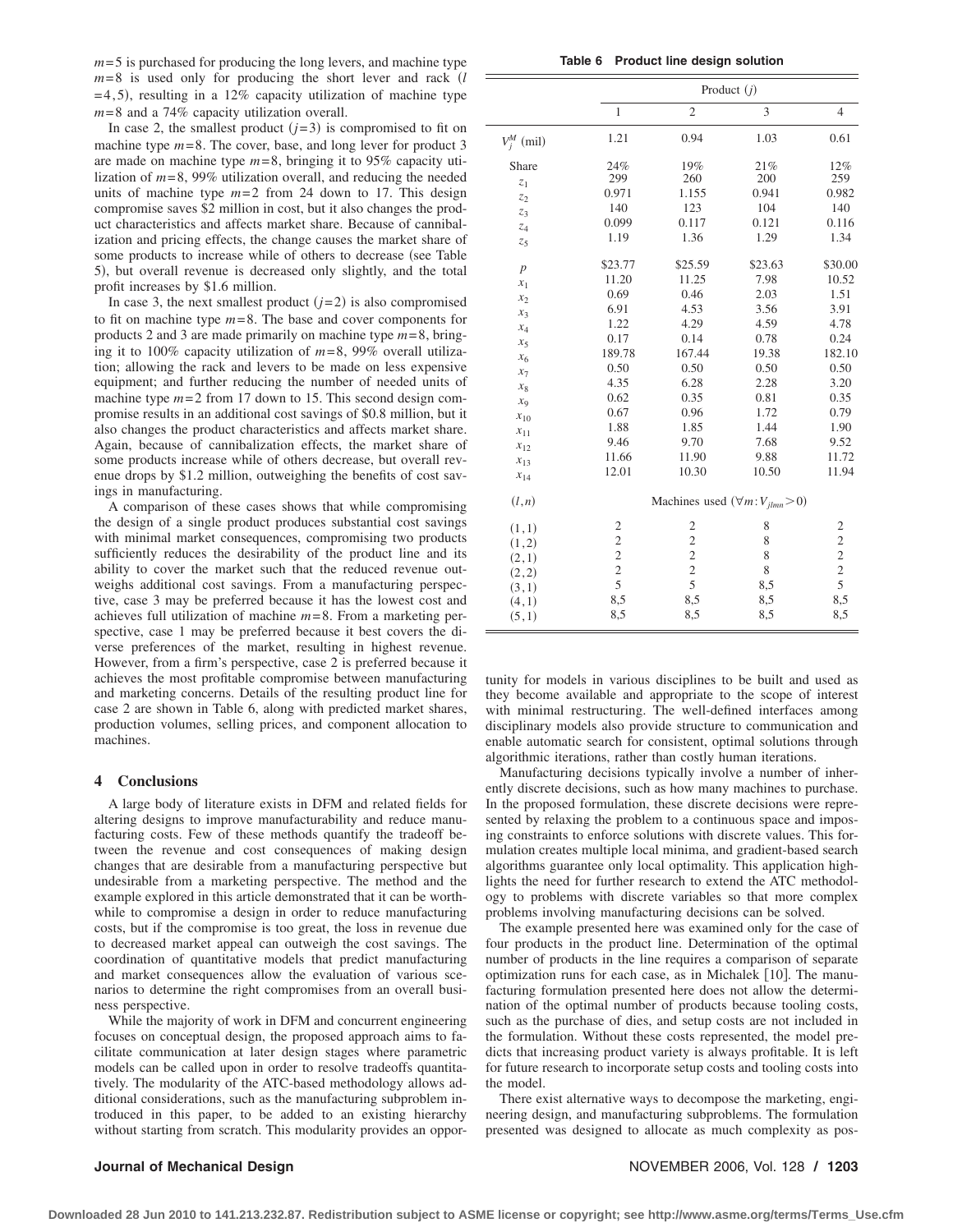$m=5$ is purchased for producing the long levers, and machine type $m=8$ is used only for producing the short lever and rack ($l=4,5$), resulting in a 12% capacity utilization of machine type $m=8$ and a 74% capacity utilization overall.

In case 2, the smallest product ($j=3$) is compromised to fit on machine type $m=8$. The cover, base, and long lever for product 3 are made on machine type $m=8$, bringing it to 95% capacity utilization of $m=8$, 99% utilization overall, and reducing the needed units of machine type $m=2$ from 24 down to 17. This design compromise saves \$2 million in cost, but it also changes the product characteristics and affects market share. Because of cannibalization and pricing effects, the change causes the market share of some products to increase while of others to decrease (see Table 5), but overall revenue is decreased only slightly, and the total profit increases by \$1.6 million.

In case 3, the next smallest product ($j=2$) is also compromised to fit on machine type $m=8$. The base and cover components for products 2 and 3 are made primarily on machine type $m=8$, bringing it to 100% capacity utilization of $m=8$, 99% overall utilization; allowing the rack and levers to be made on less expensive equipment; and further reducing the number of needed units of machine type $m=2$ from 17 down to 15. This second design compromise results in an additional cost savings of \$0.8 million, but it also changes the product characteristics and affects market share. Again, because of cannibalization effects, the market share of some products increase while of others decrease, but overall revenue drops by \$1.2 million, outweighing the benefits of cost savings in manufacturing.

A comparison of these cases shows that while compromising the design of a single product produces substantial cost savings with minimal market consequences, compromising two products sufficiently reduces the desirability of the product line and its ability to cover the market such that the reduced revenue outweighs additional cost savings. From a manufacturing perspective, case 3 may be preferred because it has the lowest cost and achieves full utilization of machine $m=8$. From a marketing perspective, case 1 may be preferred because it best covers the diverse preferences of the market, resulting in highest revenue. However, from a firm's perspective, case 2 is preferred because it achieves the most profitable compromise between manufacturing and marketing concerns. Details of the resulting product line for case 2 are shown in Table 6, along with predicted market shares, production volumes, selling prices, and component allocation to machines.

**Table 6 Product line design solution**

| | Product ($j$) | | | |
|---|---|---|---|---|
| | 1 | 2 | 3 | 4 |
| $V_j^M$ (mil) | 1.21 | 0.94 | 1.03 | 0.61 |
| Share | 24% | 19% | 21% | 12% |
| $z_1$ | 299 | 260 | 200 | 259 |
| $z_2$ | 0.971 | 1.155 | 0.941 | 0.982 |
| $z_3$ | 140 | 123 | 104 | 140 |
| $z_4$ | 0.099 | 0.117 | 0.121 | 0.116 |
| $z_5$ | 1.19 | 1.36 | 1.29 | 1.34 |
| $p$ | \$23.77 | \$25.59 | \$23.63 | \$30.00 |
| $x_1$ | 11.20 | 11.25 | 7.98 | 10.52 |
| $x_2$ | 0.69 | 0.46 | 2.03 | 1.51 |
| $x_3$ | 6.91 | 4.53 | 3.56 | 3.91 |
| $x_4$ | 1.22 | 4.29 | 4.59 | 4.78 |
| $x_5$ | 0.17 | 0.14 | 0.78 | 0.24 |
| $x_6$ | 189.78 | 167.44 | 19.38 | 182.10 |
| $x_7$ | 0.50 | 0.50 | 0.50 | 0.50 |
| $x_8$ | 4.35 | 6.28 | 2.28 | 3.20 |
| $x_9$ | 0.62 | 0.35 | 0.81 | 0.35 |
| $x_{10}$ | 0.67 | 0.96 | 1.72 | 0.79 |
| $x_{11}$ | 1.88 | 1.85 | 1.44 | 1.90 |
| $x_{12}$ | 9.46 | 9.70 | 7.68 | 9.52 |
| $x_{13}$ | 11.66 | 11.90 | 9.88 | 11.72 |
| $x_{14}$ | 12.01 | 10.30 | 10.50 | 11.94 |
| $(l,n)$ | Machines used ($\forall m: V_{jlmn}>0$) | | | |
| (1,1) | 2 | 2 | 8 | 2 |
| (1,2) | 2 | 2 | 8 | 2 |
| (2,1) | 2 | 2 | 8 | 2 |
| (2,2) | 2 | 2 | 8 | 2 |
| (3,1) | 5 | 5 | 8,5 | 5 |
| (4,1) | 8,5 | 8,5 | 8,5 | 8,5 |
| (5,1) | 8,5 | 8,5 | 8,5 | 8,5 |

## 4 Conclusions

A large body of literature exists in DFM and related fields for altering designs to improve manufacturability and reduce manufacturing costs. Few of these methods quantify the tradeoff between the revenue and cost consequences of making design changes that are desirable from a manufacturing perspective but undesirable from a marketing perspective. The method and the example explored in this article demonstrated that it can be worthwhile to compromise a design in order to reduce manufacturing costs, but if the compromise is too great, the loss in revenue due to decreased market appeal can outweigh the cost savings. The coordination of quantitative models that predict manufacturing and market consequences allow the evaluation of various scenarios to determine the right compromises from an overall business perspective.

While the majority of work in DFM and concurrent engineering focuses on conceptual design, the proposed approach aims to facilitate communication at later design stages where parametric models can be called upon in order to resolve tradeoffs quantitatively. The modularity of the ATC-based methodology allows additional considerations, such as the manufacturing subproblem introduced in this paper, to be added to an existing hierarchy without starting from scratch. This modularity provides an opportunity for models in various disciplines to be built and used as they become available and appropriate to the scope of interest with minimal restructuring. The well-defined interfaces among disciplinary models also provide structure to communication and enable automatic search for consistent, optimal solutions through algorithmic iterations, rather than costly human iterations.

Manufacturing decisions typically involve a number of inherently discrete decisions, such as how many machines to purchase. In the proposed formulation, these discrete decisions were represented by relaxing the problem to a continuous space and imposing constraints to enforce solutions with discrete values. This formulation creates multiple local minima, and gradient-based search algorithms guarantee only local optimality. This application highlights the need for further research to extend the ATC methodology to problems with discrete variables so that more complex problems involving manufacturing decisions can be solved.

The example presented here was examined only for the case of four products in the product line. Determination of the optimal number of products in the line requires a comparison of separate optimization runs for each case, as in Michalek [10]. The manufacturing formulation presented here does not allow the determination of the optimal number of products because tooling costs, such as the purchase of dies, and setup costs are not included in the formulation. Without these costs represented, the model predicts that increasing product variety is always profitable. It is left for future research to incorporate setup costs and tooling costs into the model.

There exist alternative ways to decompose the marketing, engineering design, and manufacturing subproblems. The formulation presented was designed to allocate as much complexity as pos-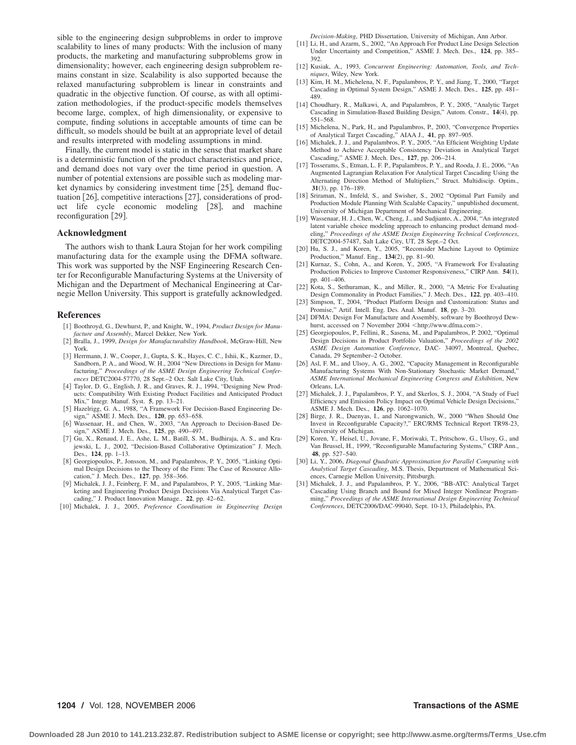sible to the engineering design subproblems in order to improve scalability to lines of many products: With the inclusion of many products, the marketing and manufacturing subproblems grow in dimensionality; however, each engineering design subproblem remains constant in size. Scalability is also supported because the relaxed manufacturing subproblem is linear in constraints and quadratic in the objective function. Of course, as with all optimization methodologies, if the product-specific models themselves become large, complex, of high dimensionality, or expensive to compute, finding solutions in acceptable amounts of time can be difficult, so models should be built at an appropriate level of detail and results interpreted with modeling assumptions in mind.

Finally, the current model is static in the sense that market share is a deterministic function of the product characteristics and price, and demand does not vary over the time period in question. A number of potential extensions are possible such as modeling market dynamics by considering investment time [25], demand fluctuation [26], competitive interactions [27], considerations of product life cycle economic modeling [28], and machine reconfiguration [29].

## Acknowledgment

The authors wish to thank Laura Stojan for her work compiling manufacturing data for the example using the DFMA software. This work was supported by the NSF Engineering Research Center for Reconfigurable Manufacturing Systems at the University of Michigan and the Department of Mechanical Engineering at Carnegie Mellon University. This support is gratefully acknowledged.

## References

[1] Boothroyd, G., Dewhurst, P., and Knight, W., 1994, *Product Design for Manufacture and Assembly*, Marcel Dekker, New York.

[2] Bralla, J., 1999, *Design for Manufacturability Handbook*, McGraw-Hill, New York.

[3] Herrmann, J. W., Cooper, J., Gupta, S. K., Hayes, C. C., Ishii, K., Kazmer, D., Sandborn, P. A., and Wood, W. H., 2004 "New Directions in Design for Manufacturing," *Proceedings of the ASME Design Engineering Technical Conferences* DETC2004-57770, 28 Sept.–2 Oct. Salt Lake City, Utah.

[4] Taylor, D. G., English, J. R., and Graves, R. J., 1994, "Designing New Products: Compatibility With Existing Product Facilities and Anticipated Product Mix," Integr. Manuf. Syst. **5**, pp. 13–21.

[5] Hazelrigg, G. A., 1988, "A Framework For Decision-Based Engineering Design," ASME J. Mech. Des., **120**, pp. 653–658.

[6] Wassenaar, H., and Chen, W., 2003, "An Approach to Decision-Based Design," ASME J. Mech. Des., **125**, pp. 490–497.

[7] Gu, X., Renaud, J. E., Ashe, L. M., Batill, S. M., Budhiraja, A. S., and Krajewski, L. J., 2002, "Decision-Based Collaborative Optimization" J. Mech. Des., **124**, pp. 1–13.

[8] Georgiopoulos, P., Jonsson, M., and Papalambros, P. Y., 2005, "Linking Optimal Design Decisions to the Theory of the Firm: The Case of Resource Allocation," J. Mech. Des., **127**, pp. 358–366.

[9] Michalek, J. J., Feinberg, F. M., and Papalambros, P. Y., 2005, "Linking Marketing and Engineering Product Design Decisions Via Analytical Target Cascading," J. Product Innovation Manage., **22**, pp. 42–62.

[10] Michalek, J. J., 2005, *Preference Coordination in Engineering Design Decision-Making*, PHD Dissertation, University of Michigan, Ann Arbor.

[11] Li, H., and Azarm, S., 2002, "An Approach For Product Line Design Selection Under Uncertainty and Competition," ASME J. Mech. Des., **124**, pp. 385–392.

[12] Kusiak, A., 1993, *Concurrent Engineering: Automation, Tools, and Techniques*, Wiley, New York.

[13] Kim, H. M., Michelena, N. F., Papalambros, P. Y., and Jiang, T., 2000, "Target Cascading in Optimal System Design," ASME J. Mech. Des., **125**, pp. 481–489.

[14] Choudhary, R., Malkawi, A, and Papalambros, P. Y., 2005, "Analytic Target Cascading in Simulation-Based Building Design," Autom. Constr., **14**(4), pp. 551–568.

[15] Michelena, N., Park, H., and Papalambros, P., 2003, "Convergence Properties of Analytical Target Cascading," AIAA J., **41**, pp. 897–905.

[16] Michalek, J. J., and Papalambros, P. Y., 2005, "An Efficient Weighting Update Method to Achieve Acceptable Consistency Deviation in Analytical Target Cascading," ASME J. Mech. Des., **127**, pp. 206–214.

[17] Tosserams, S., Etman, L. F. P., Papalambros, P. Y., and Rooda, J. E., 2006, "An Augmented Lagrangian Relaxation For Analytical Target Cascading Using the Alternating Direction Method of Multipliers," Struct. Multidiscip. Optim., **31**(3), pp. 176–189.

[18] Sriraman, N., Imfeld, S., and Swisher, S., 2002 "Optimal Part Family and Production Module Planning With Scalable Capacity," unpublished document, University of Michigan Department of Mechanical Engineering.

[19] Wassenaar, H. J., Chen, W., Cheng, J., and Sudjianto, A., 2004, "An integrated latent variable choice modeling approach to enhancing product demand modeling," *Proceedings of the ASME Design Engineering Technical Conferences*, DETC2004-57487, Salt Lake City, UT, 28 Sept.–2 Oct.

[20] Hu, S. J., and Koren, Y., 2005, "Reconsider Machine Layout to Optimize Production," Manuf. Eng., **134**(2), pp. 81–90.

[21] Kurnaz, S., Cohn, A., and Koren, Y., 2005, "A Framework For Evaluating Production Policies to Improve Customer Responsiveness," CIRP Ann. **54**(1), pp. 401–406.

[22] Kota, S., Sethuraman, K., and Miller, R., 2000, "A Metric For Evaluating Design Commonality in Product Families," J. Mech. Des., **122**, pp. 403–410.

[23] Simpson, T., 2004, "Product Platform Design and Customization: Status and Promise," Artif. Intell. Eng. Des. Anal. Manuf. **18**, pp. 3–20.

[24] DFMA: Design For Manufacture and Assembly, software by Boothroyd Dewhurst, accessed on 7 November 2004 <http://www.dfma.com>.

[25] Georgiopoulos, P., Fellini, R., Sasena, M., and Papalambros, P. 2002, "Optimal Design Decisions in Product Portfolio Valuation," *Proceedings of the 2002 ASME Design Automation Conference*, DAC- 34097, Montreal, Quebec, Canada, 29 September–2 October.

[26] Asl, F. M., and Ulsoy, A. G., 2002, "Capacity Management in Reconfigurable Manufacturing Systems With Non-Stationary Stochastic Market Demand," *ASME International Mechanical Engineering Congress and Exhibition*, New Orleans, LA.

[27] Michalek, J. J., Papalambros, P. Y., and Skerlos, S. J., 2004, "A Study of Fuel Efficiency and Emission Policy Impact on Optimal Vehicle Design Decisions," ASME J. Mech. Des., **126**, pp. 1062–1070.

[28] Birge, J. R., Duenyas, I., and Narongwanich, W., 2000 "When Should One Invest in Reconfigurable Capacity?," ERC/RMS Technical Report TR98-23, University of Michigan.

[29] Koren, Y., Heisel, U., Jovane, F., Moriwaki, T., Pritschow, G., Ulsoy, G., and Van Brussel, H., 1999, "Reconfigurable Manufacturing Systems," CIRP Ann., **48**, pp. 527–540.

[30] Li, Y., 2006, *Diagonal Quadratic Approximation for Parallel Computing with Analytical Target Cascading*, M.S. Thesis, Department of Mathematical Sciences, Carnegie Mellon University, Pittsburgh.

[31] Michalek, J. J., and Papalambros, P. Y., 2006, "BB-ATC: Analytical Target Cascading Using Branch and Bound for Mixed Integer Nonlinear Programming," *Proceedings of the ASME International Design Engineering Technical Conferences*, DETC2006/DAC-99040, Sept. 10-13, Philadelphis, PA.